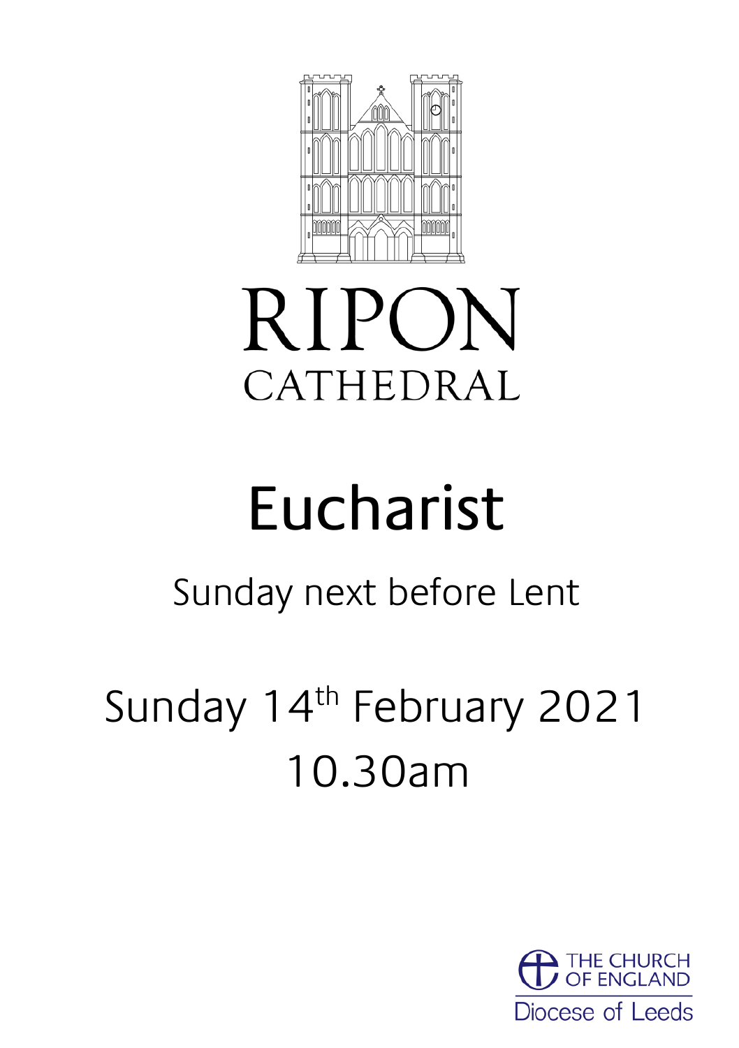RIPON
CATHEDRAL

# Eucharist

## Sunday next before Lent

## Sunday 14th February 2021
## 10.30am

THE CHURCH OF ENGLAND
Diocese of Leeds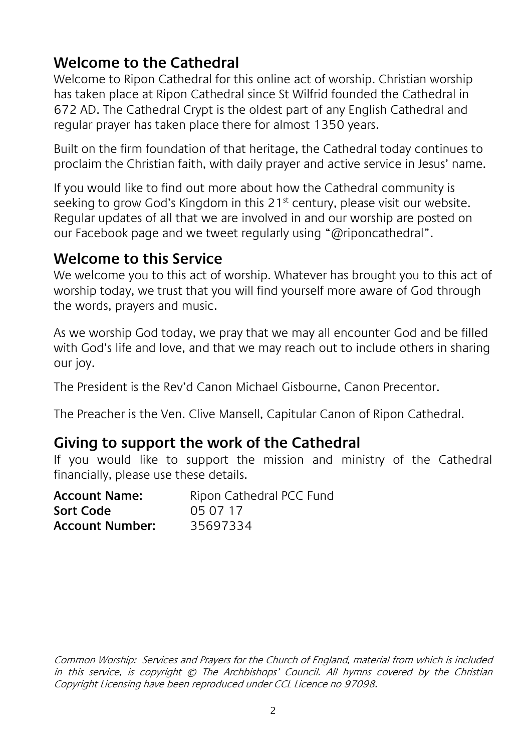## Welcome to the Cathedral

Welcome to Ripon Cathedral for this online act of worship. Christian worship has taken place at Ripon Cathedral since St Wilfrid founded the Cathedral in 672 AD. The Cathedral Crypt is the oldest part of any English Cathedral and regular prayer has taken place there for almost 1350 years.

Built on the firm foundation of that heritage, the Cathedral today continues to proclaim the Christian faith, with daily prayer and active service in Jesus' name.

If you would like to find out more about how the Cathedral community is seeking to grow God's Kingdom in this 21st century, please visit our website. Regular updates of all that we are involved in and our worship are posted on our Facebook page and we tweet regularly using "@riponcathedral".

## Welcome to this Service

We welcome you to this act of worship. Whatever has brought you to this act of worship today, we trust that you will find yourself more aware of God through the words, prayers and music.

As we worship God today, we pray that we may all encounter God and be filled with God's life and love, and that we may reach out to include others in sharing our joy.

The President is the Rev'd Canon Michael Gisbourne, Canon Precentor.

The Preacher is the Ven. Clive Mansell, Capitular Canon of Ripon Cathedral.

## Giving to support the work of the Cathedral

If you would like to support the mission and ministry of the Cathedral financially, please use these details.

**Account Name:** Ripon Cathedral PCC Fund
**Sort Code** 05 07 17
**Account Number:** 35697334

*Common Worship: Services and Prayers for the Church of England, material from which is included in this service, is copyright © The Archbishops' Council. All hymns covered by the Christian Copyright Licensing have been reproduced under CCL Licence no 97098.*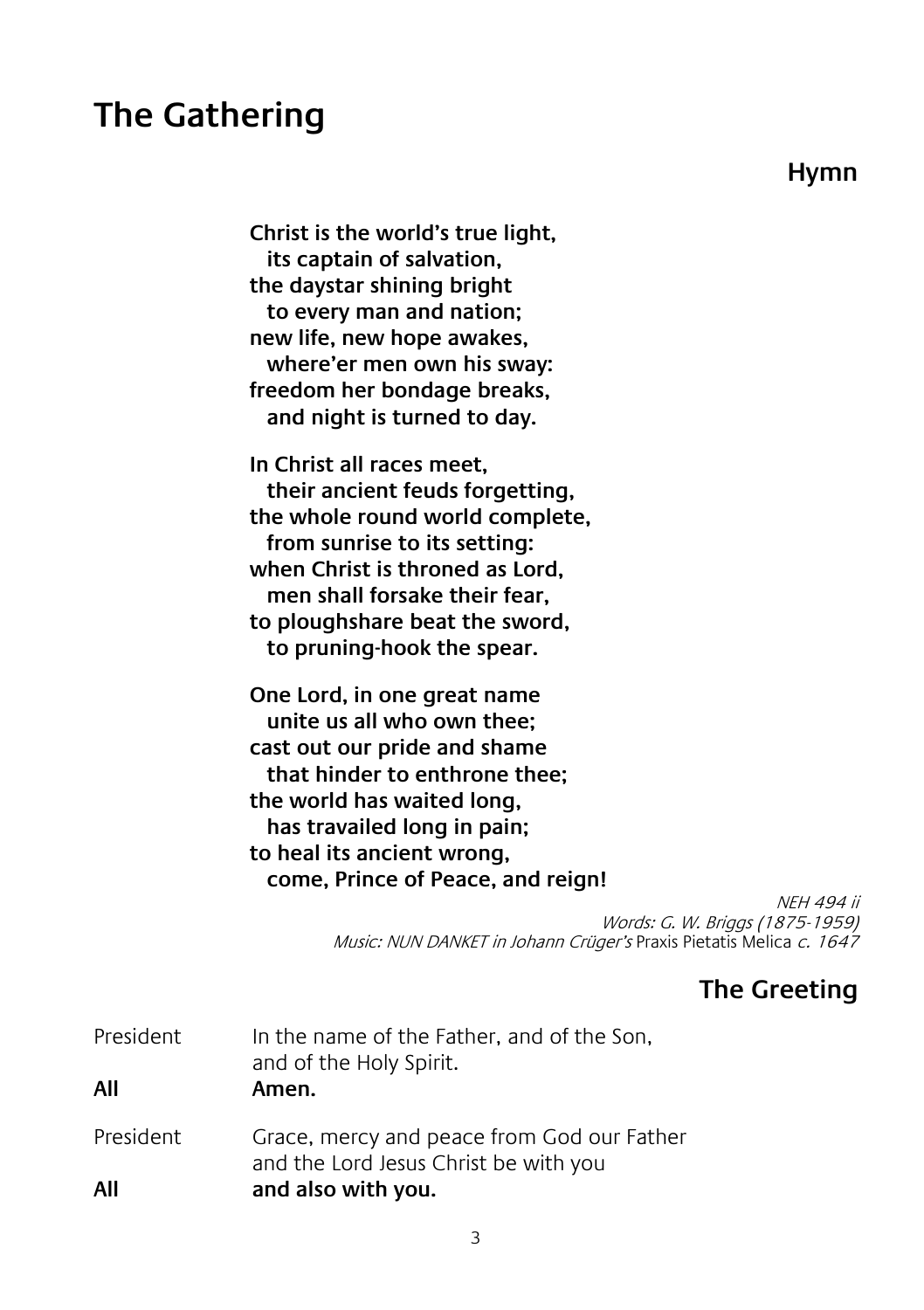# The Gathering

### Hymn

**Christ is the world's true light,**
**its captain of salvation,**
**the daystar shining bright**
**to every man and nation;**
**new life, new hope awakes,**
**where'er men own his sway:**
**freedom her bondage breaks,**
**and night is turned to day.**

**In Christ all races meet,**
**their ancient feuds forgetting,**
**the whole round world complete,**
**from sunrise to its setting:**
**when Christ is throned as Lord,**
**men shall forsake their fear,**
**to ploughshare beat the sword,**
**to pruning-hook the spear.**

**One Lord, in one great name**
**unite us all who own thee;**
**cast out our pride and shame**
**that hinder to enthrone thee;**
**the world has waited long,**
**has travailed long in pain;**
**to heal its ancient wrong,**
**come, Prince of Peace, and reign!**

*NEH 494 ii*
*Words: G. W. Briggs (1875-1959)*
*Music: NUN DANKET in Johann Crüger's* Praxis Pietatis Melica *c. 1647*

### The Greeting

President — In the name of the Father, and of the Son, and of the Holy Spirit.
**All — Amen.**

President — Grace, mercy and peace from God our Father and the Lord Jesus Christ be with you
**All — and also with you.**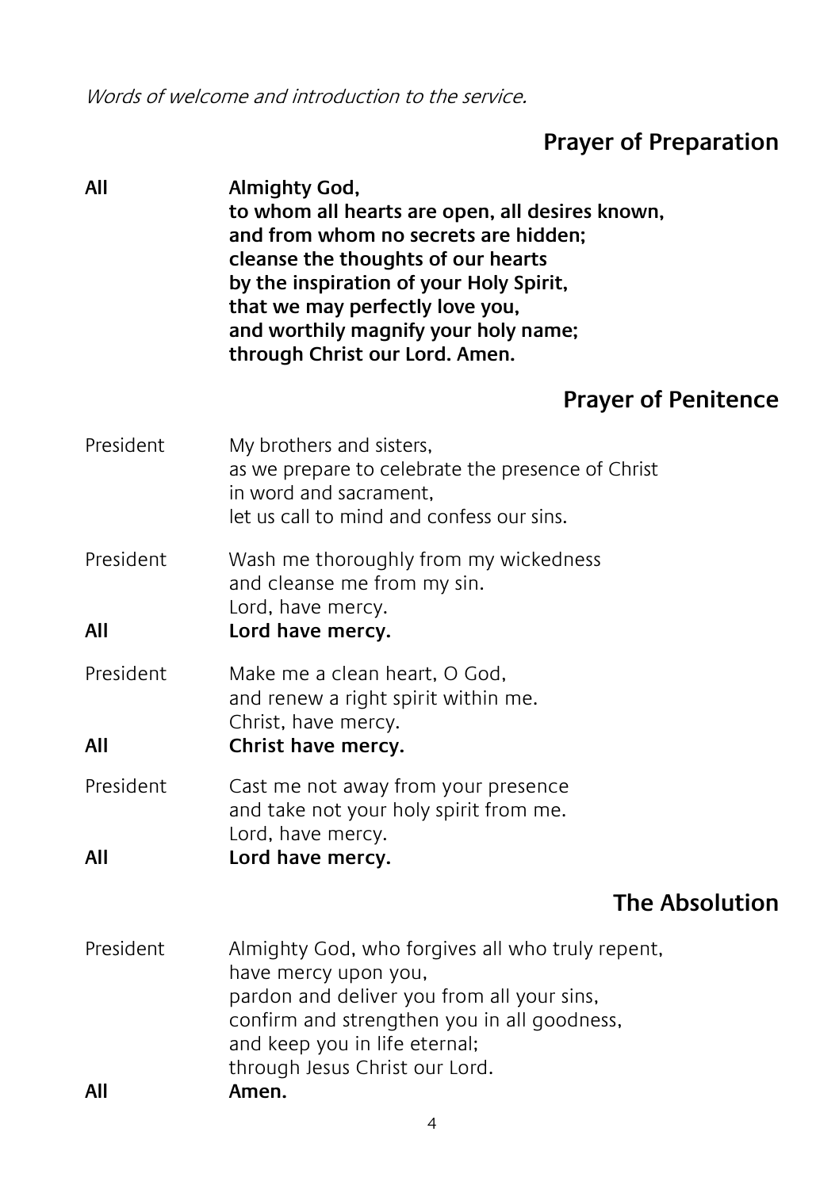*Words of welcome and introduction to the service.*

## Prayer of Preparation

**All** **Almighty God,**
**to whom all hearts are open, all desires known,**
**and from whom no secrets are hidden;**
**cleanse the thoughts of our hearts**
**by the inspiration of your Holy Spirit,**
**that we may perfectly love you,**
**and worthily magnify your holy name;**
**through Christ our Lord. Amen.**

## Prayer of Penitence

President My brothers and sisters,
as we prepare to celebrate the presence of Christ
in word and sacrament,
let us call to mind and confess our sins.

President Wash me thoroughly from my wickedness
and cleanse me from my sin.
Lord, have mercy.
**All** **Lord have mercy.**

President Make me a clean heart, O God,
and renew a right spirit within me.
Christ, have mercy.
**All** **Christ have mercy.**

President Cast me not away from your presence
and take not your holy spirit from me.
Lord, have mercy.
**All** **Lord have mercy.**

## The Absolution

President Almighty God, who forgives all who truly repent,
have mercy upon you,
pardon and deliver you from all your sins,
confirm and strengthen you in all goodness,
and keep you in life eternal;
through Jesus Christ our Lord.
**All** **Amen.**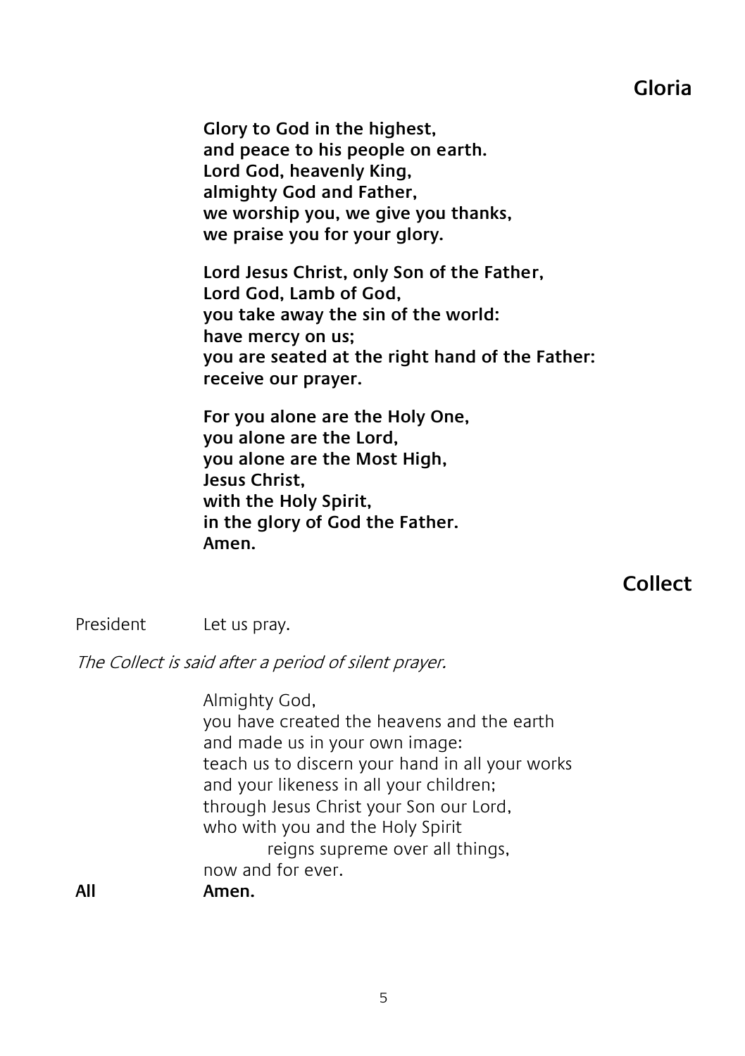## Gloria

**Glory to God in the highest,**
**and peace to his people on earth.**
**Lord God, heavenly King,**
**almighty God and Father,**
**we worship you, we give you thanks,**
**we praise you for your glory.**

**Lord Jesus Christ, only Son of the Father,**
**Lord God, Lamb of God,**
**you take away the sin of the world:**
**have mercy on us;**
**you are seated at the right hand of the Father:**
**receive our prayer.**

**For you alone are the Holy One,**
**you alone are the Lord,**
**you alone are the Most High,**
**Jesus Christ,**
**with the Holy Spirit,**
**in the glory of God the Father.**
**Amen.**

## Collect

President Let us pray.

*The Collect is said after a period of silent prayer.*

Almighty God,
you have created the heavens and the earth
and made us in your own image:
teach us to discern your hand in all your works
and your likeness in all your children;
through Jesus Christ your Son our Lord,
who with you and the Holy Spirit
reigns supreme over all things,
now and for ever.

**All** **Amen.**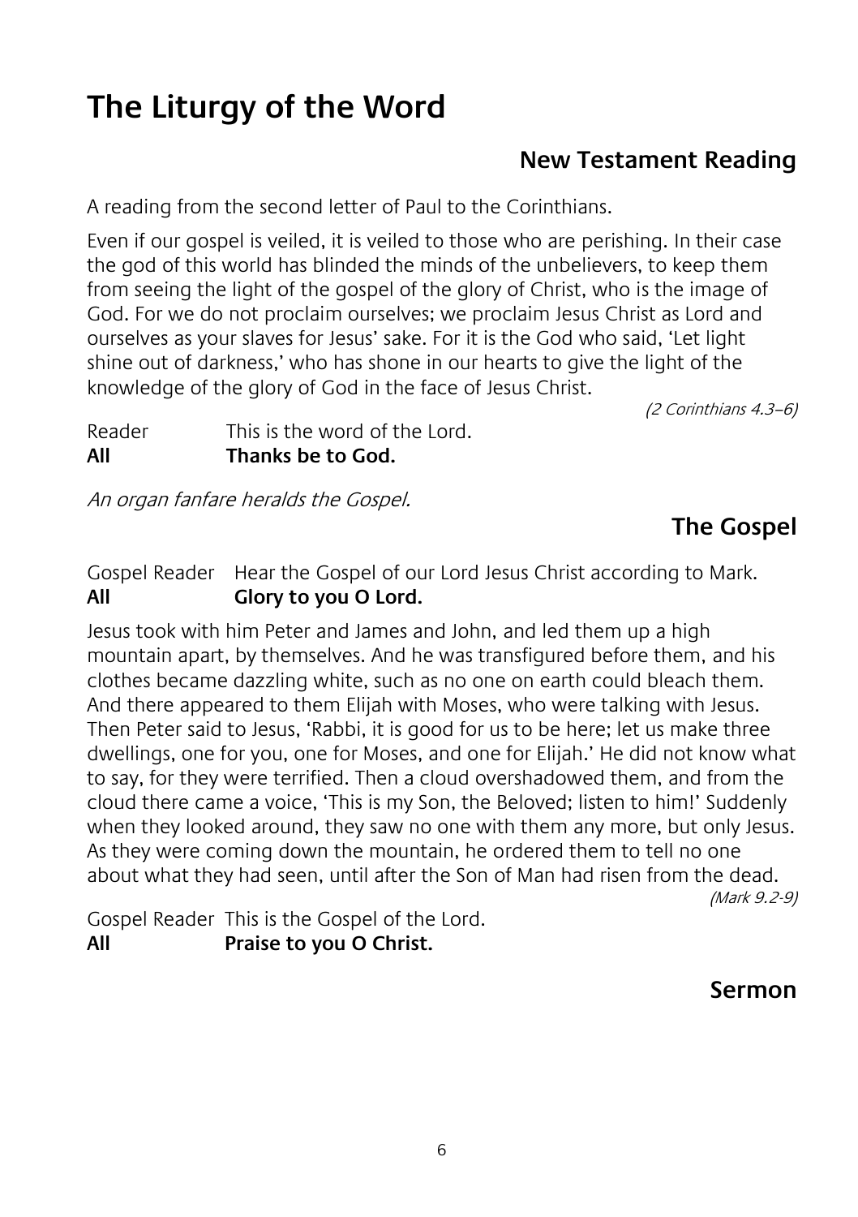# The Liturgy of the Word

## New Testament Reading

A reading from the second letter of Paul to the Corinthians.

Even if our gospel is veiled, it is veiled to those who are perishing. In their case the god of this world has blinded the minds of the unbelievers, to keep them from seeing the light of the gospel of the glory of Christ, who is the image of God. For we do not proclaim ourselves; we proclaim Jesus Christ as Lord and ourselves as your slaves for Jesus' sake. For it is the God who said, 'Let light shine out of darkness,' who has shone in our hearts to give the light of the knowledge of the glory of God in the face of Jesus Christ.

*(2 Corinthians 4.3–6)*

Reader This is the word of the Lord.
**All Thanks be to God.**

*An organ fanfare heralds the Gospel.*

## The Gospel

Gospel Reader Hear the Gospel of our Lord Jesus Christ according to Mark.
**All Glory to you O Lord.**

Jesus took with him Peter and James and John, and led them up a high mountain apart, by themselves. And he was transfigured before them, and his clothes became dazzling white, such as no one on earth could bleach them. And there appeared to them Elijah with Moses, who were talking with Jesus. Then Peter said to Jesus, 'Rabbi, it is good for us to be here; let us make three dwellings, one for you, one for Moses, and one for Elijah.' He did not know what to say, for they were terrified. Then a cloud overshadowed them, and from the cloud there came a voice, 'This is my Son, the Beloved; listen to him!' Suddenly when they looked around, they saw no one with them any more, but only Jesus. As they were coming down the mountain, he ordered them to tell no one about what they had seen, until after the Son of Man had risen from the dead.

*(Mark 9.2-9)*

Gospel Reader This is the Gospel of the Lord.
**All Praise to you O Christ.**

## Sermon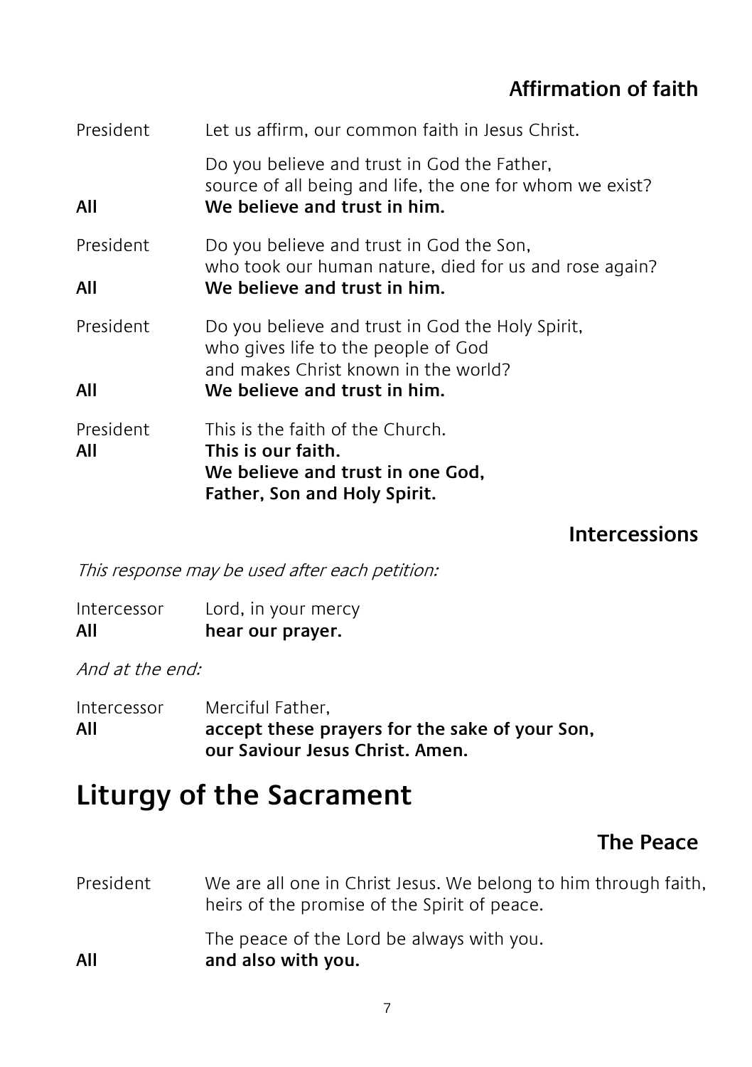### Affirmation of faith

President Let us affirm, our common faith in Jesus Christ.

Do you believe and trust in God the Father,
source of all being and life, the one for whom we exist?

**All** **We believe and trust in him.**

President Do you believe and trust in God the Son,
who took our human nature, died for us and rose again?

**All** **We believe and trust in him.**

President Do you believe and trust in God the Holy Spirit,
who gives life to the people of God
and makes Christ known in the world?

**All** **We believe and trust in him.**

President This is the faith of the Church.

**All** **This is our faith.**
**We believe and trust in one God,**
**Father, Son and Holy Spirit.**

### Intercessions

*This response may be used after each petition:*

Intercessor Lord, in your mercy

**All** **hear our prayer.**

*And at the end:*

Intercessor Merciful Father,

**All** **accept these prayers for the sake of your Son,**
**our Saviour Jesus Christ. Amen.**

## Liturgy of the Sacrament

### The Peace

President We are all one in Christ Jesus. We belong to him through faith,
heirs of the promise of the Spirit of peace.

The peace of the Lord be always with you.

**All** **and also with you.**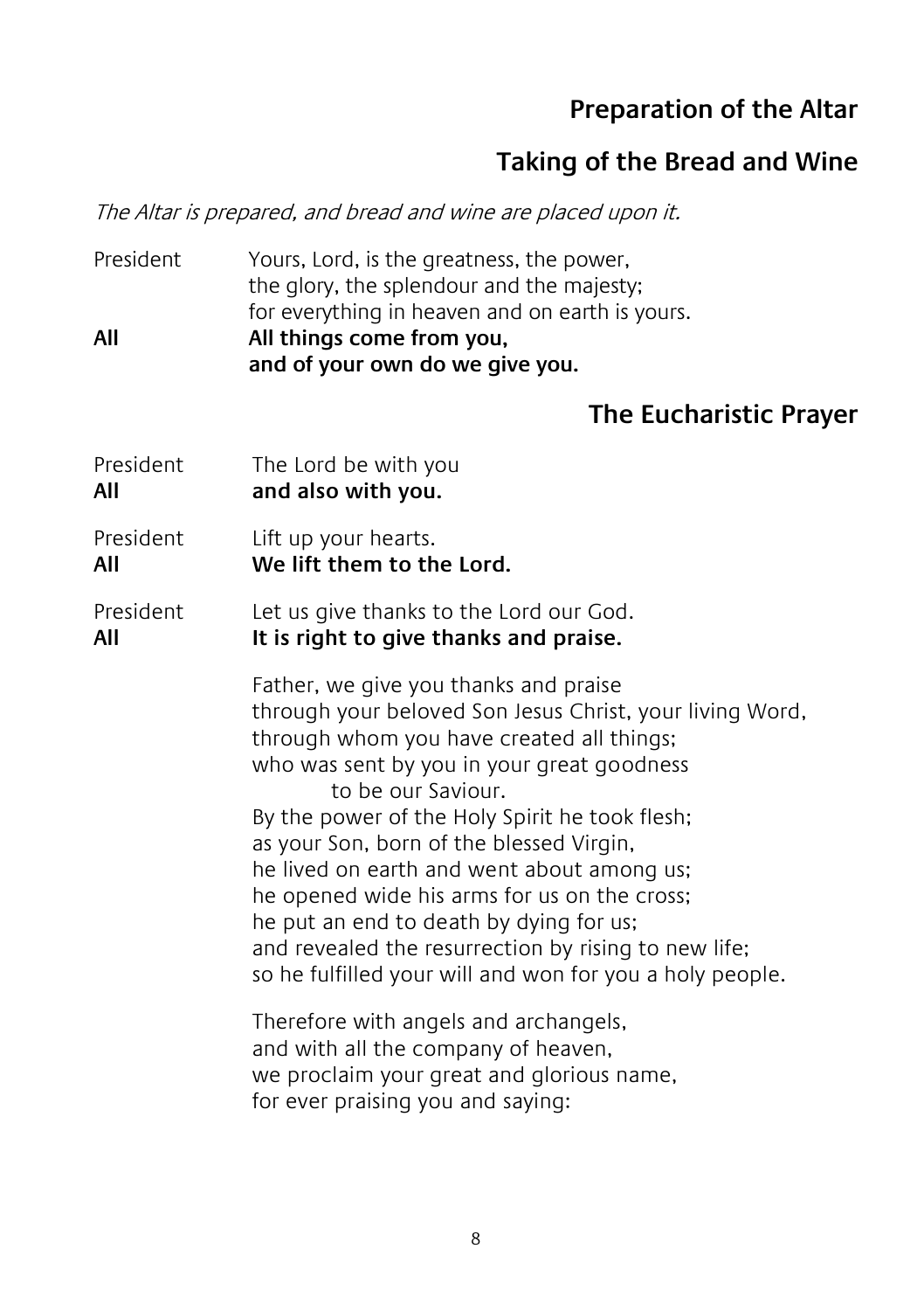## Preparation of the Altar

## Taking of the Bread and Wine

*The Altar is prepared, and bread and wine are placed upon it.*

President Yours, Lord, is the greatness, the power,
the glory, the splendour and the majesty;
for everything in heaven and on earth is yours.

**All All things come from you,**
**and of your own do we give you.**

## The Eucharistic Prayer

President The Lord be with you
**All and also with you.**

President Lift up your hearts.
**All We lift them to the Lord.**

President Let us give thanks to the Lord our God.
**All It is right to give thanks and praise.**

Father, we give you thanks and praise
through your beloved Son Jesus Christ, your living Word,
through whom you have created all things;
who was sent by you in your great goodness
to be our Saviour.
By the power of the Holy Spirit he took flesh;
as your Son, born of the blessed Virgin,
he lived on earth and went about among us;
he opened wide his arms for us on the cross;
he put an end to death by dying for us;
and revealed the resurrection by rising to new life;
so he fulfilled your will and won for you a holy people.

Therefore with angels and archangels,
and with all the company of heaven,
we proclaim your great and glorious name,
for ever praising you and saying: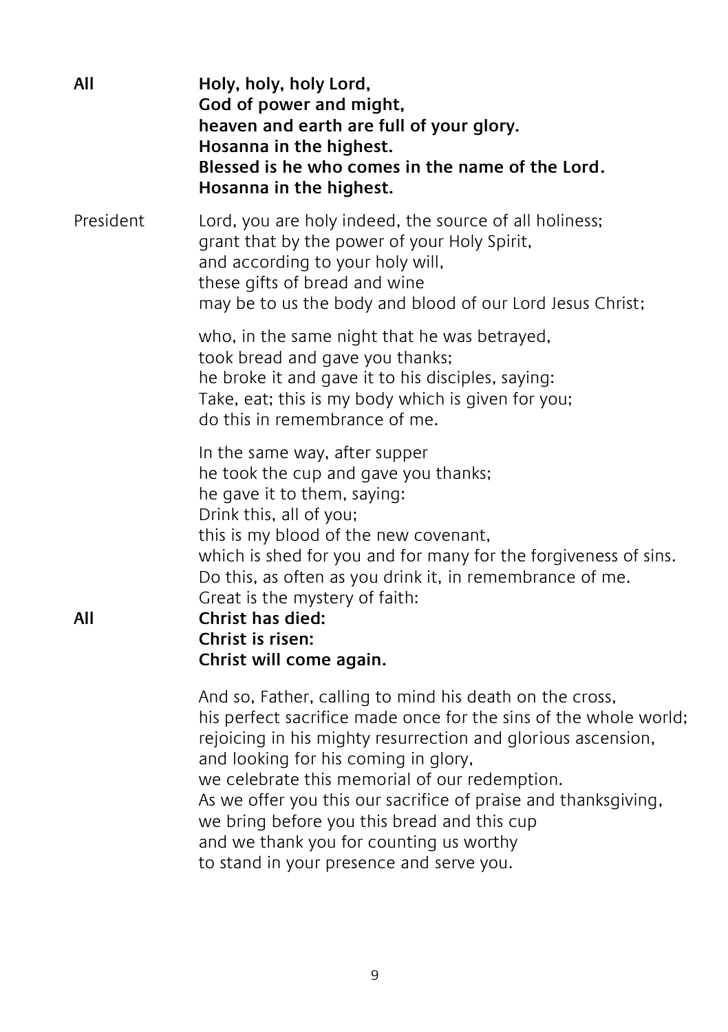**All** **Holy, holy, holy Lord,**
**God of power and might,**
**heaven and earth are full of your glory.**
**Hosanna in the highest.**
**Blessed is he who comes in the name of the Lord.**
**Hosanna in the highest.**

President Lord, you are holy indeed, the source of all holiness;
grant that by the power of your Holy Spirit,
and according to your holy will,
these gifts of bread and wine
may be to us the body and blood of our Lord Jesus Christ;

who, in the same night that he was betrayed,
took bread and gave you thanks;
he broke it and gave it to his disciples, saying:
Take, eat; this is my body which is given for you;
do this in remembrance of me.

In the same way, after supper
he took the cup and gave you thanks;
he gave it to them, saying:
Drink this, all of you;
this is my blood of the new covenant,
which is shed for you and for many for the forgiveness of sins.
Do this, as often as you drink it, in remembrance of me.
Great is the mystery of faith:

**All** **Christ has died:**
**Christ is risen:**
**Christ will come again.**

And so, Father, calling to mind his death on the cross,
his perfect sacrifice made once for the sins of the whole world;
rejoicing in his mighty resurrection and glorious ascension,
and looking for his coming in glory,
we celebrate this memorial of our redemption.
As we offer you this our sacrifice of praise and thanksgiving,
we bring before you this bread and this cup
and we thank you for counting us worthy
to stand in your presence and serve you.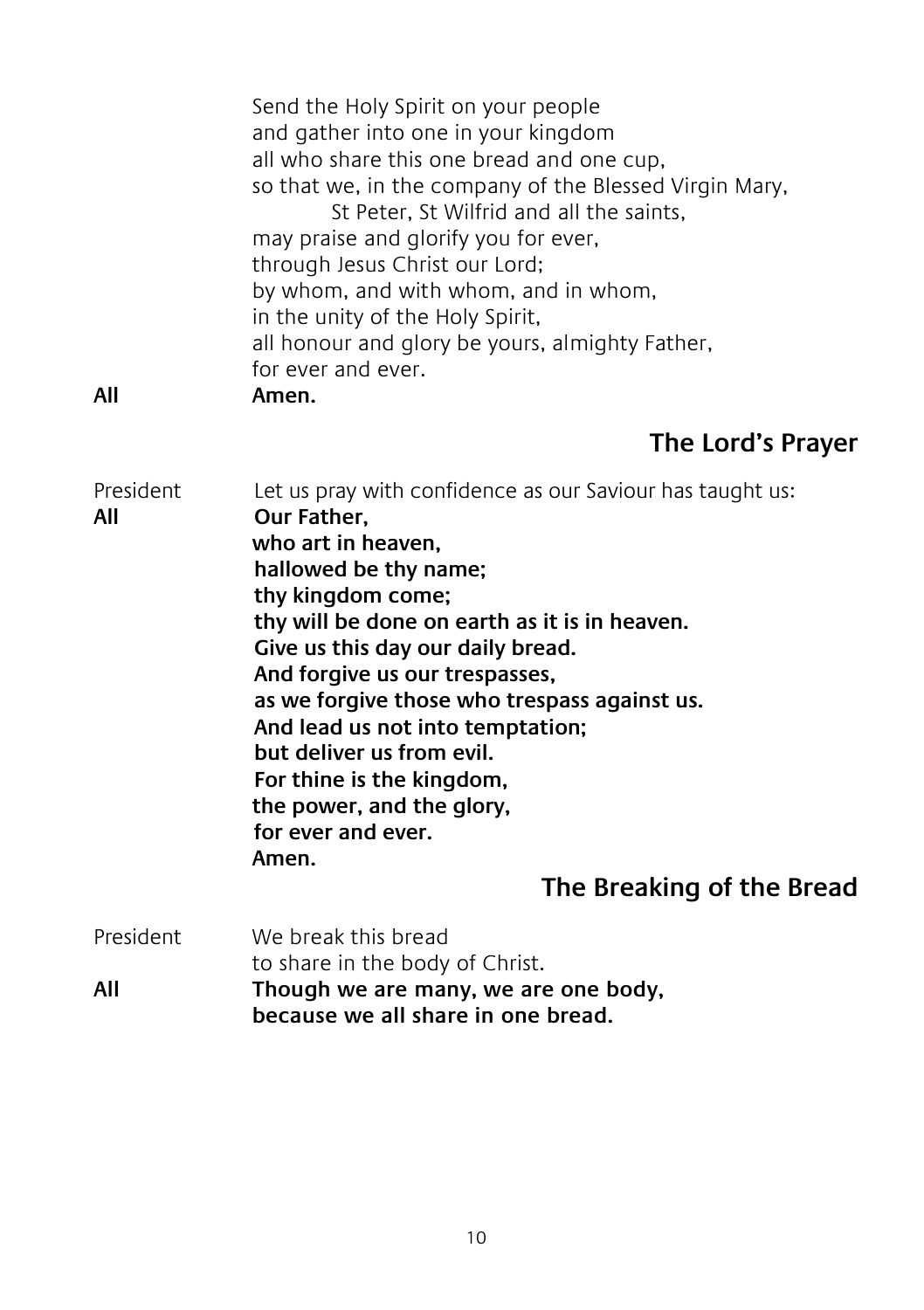Send the Holy Spirit on your people
and gather into one in your kingdom
all who share this one bread and one cup,
so that we, in the company of the Blessed Virgin Mary,
St Peter, St Wilfrid and all the saints,
may praise and glorify you for ever,
through Jesus Christ our Lord;
by whom, and with whom, and in whom,
in the unity of the Holy Spirit,
all honour and glory be yours, almighty Father,
for ever and ever.

**All** **Amen.**

## The Lord's Prayer

President Let us pray with confidence as our Saviour has taught us:

**All** **Our Father,**
**who art in heaven,**
**hallowed be thy name;**
**thy kingdom come;**
**thy will be done on earth as it is in heaven.**
**Give us this day our daily bread.**
**And forgive us our trespasses,**
**as we forgive those who trespass against us.**
**And lead us not into temptation;**
**but deliver us from evil.**
**For thine is the kingdom,**
**the power, and the glory,**
**for ever and ever.**
**Amen.**

## The Breaking of the Bread

President We break this bread
to share in the body of Christ.

**All** **Though we are many, we are one body,**
**because we all share in one bread.**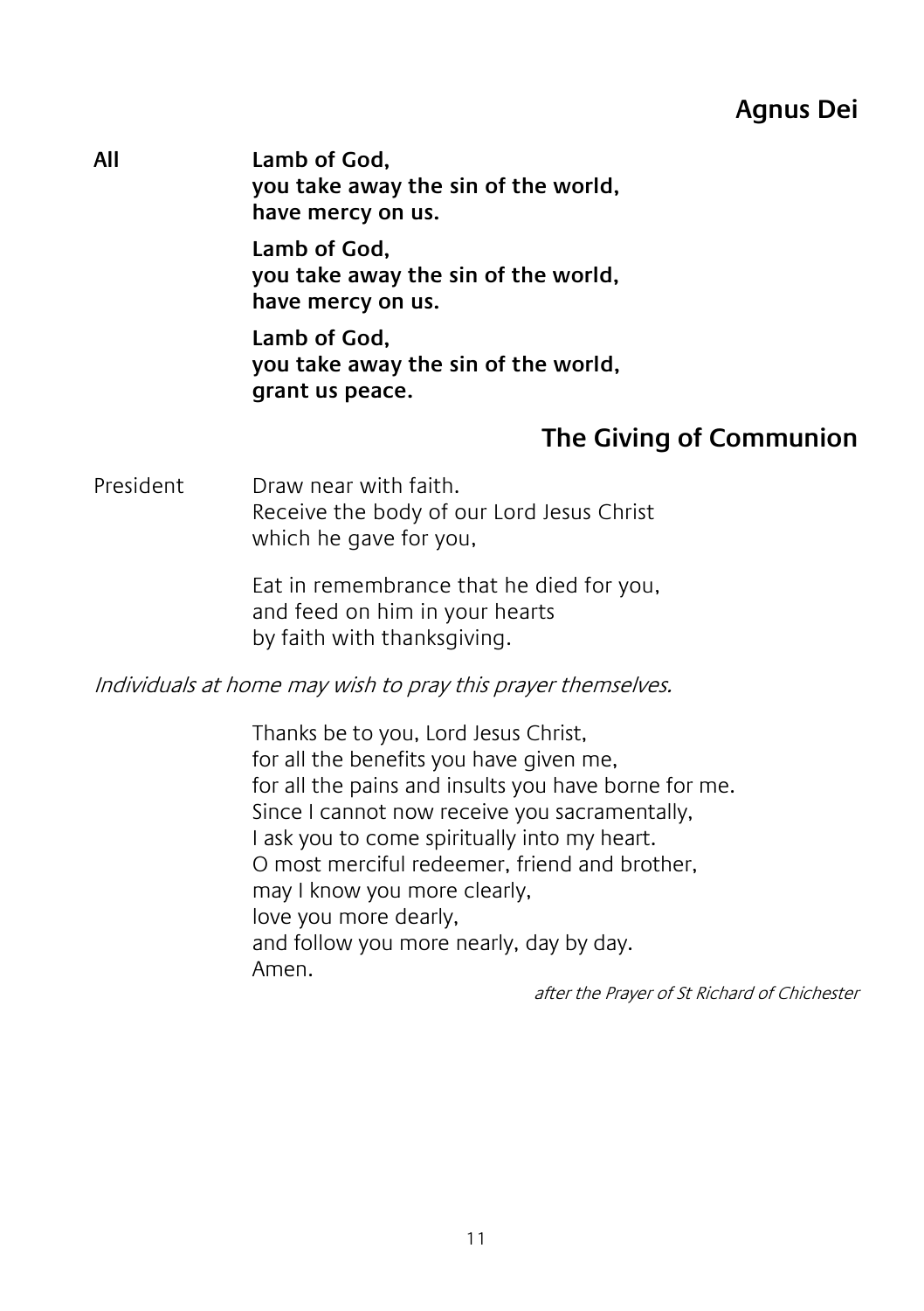## Agnus Dei

**All** **Lamb of God,**
**you take away the sin of the world,**
**have mercy on us.**

**Lamb of God,**
**you take away the sin of the world,**
**have mercy on us.**

**Lamb of God,**
**you take away the sin of the world,**
**grant us peace.**

## The Giving of Communion

President Draw near with faith.
Receive the body of our Lord Jesus Christ
which he gave for you,

Eat in remembrance that he died for you,
and feed on him in your hearts
by faith with thanksgiving.

*Individuals at home may wish to pray this prayer themselves.*

Thanks be to you, Lord Jesus Christ,
for all the benefits you have given me,
for all the pains and insults you have borne for me.
Since I cannot now receive you sacramentally,
I ask you to come spiritually into my heart.
O most merciful redeemer, friend and brother,
may I know you more clearly,
love you more dearly,
and follow you more nearly, day by day.
Amen.

*after the Prayer of St Richard of Chichester*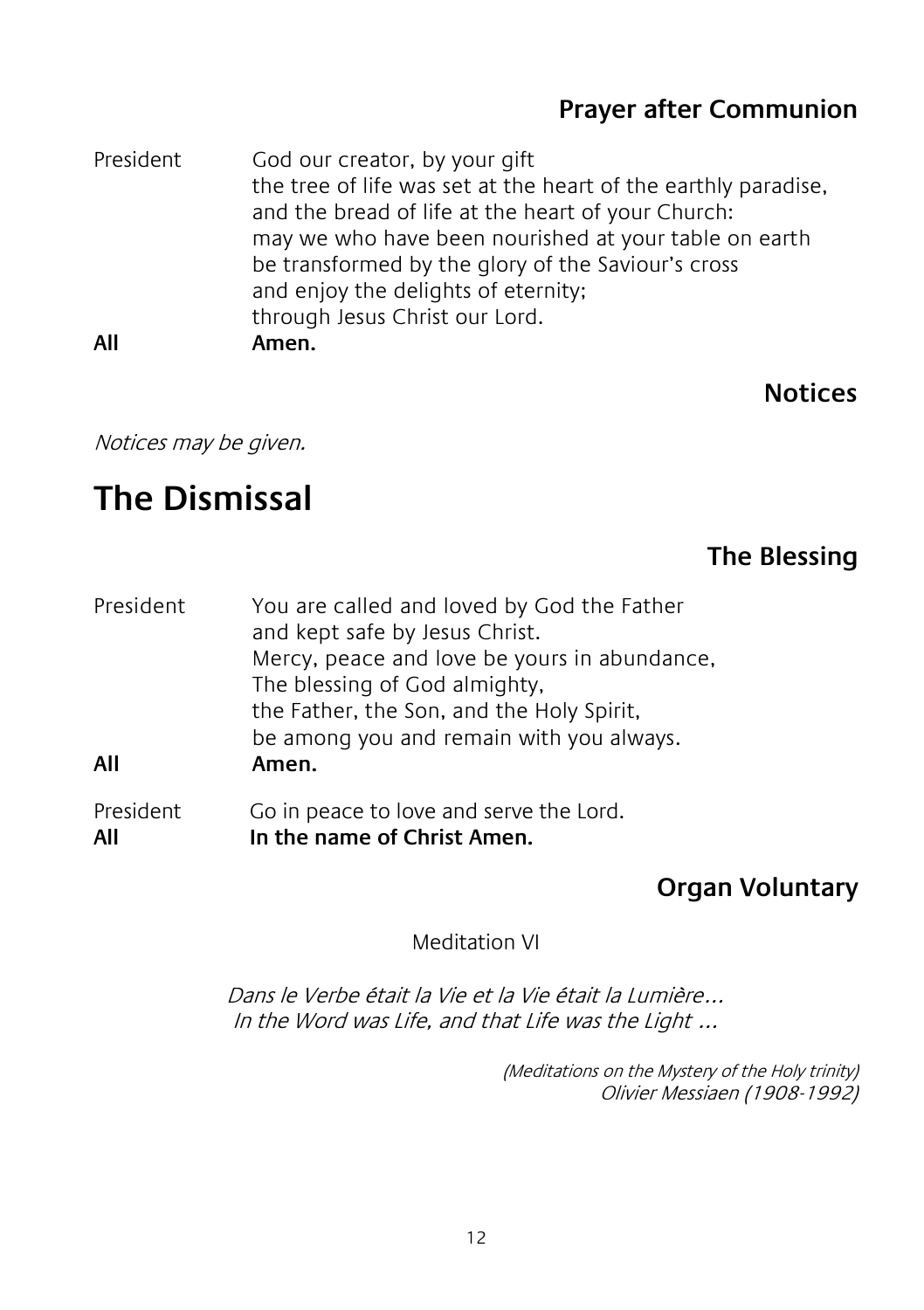### Prayer after Communion

President God our creator, by your gift
the tree of life was set at the heart of the earthly paradise,
and the bread of life at the heart of your Church:
may we who have been nourished at your table on earth
be transformed by the glory of the Saviour's cross
and enjoy the delights of eternity;
through Jesus Christ our Lord.

**All** **Amen.**

### Notices

*Notices may be given.*

## The Dismissal

### The Blessing

President You are called and loved by God the Father
and kept safe by Jesus Christ.
Mercy, peace and love be yours in abundance,
The blessing of God almighty,
the Father, the Son, and the Holy Spirit,
be among you and remain with you always.

**All** **Amen.**

President Go in peace to love and serve the Lord.

**All** **In the name of Christ Amen.**

### Organ Voluntary

Meditation VI

*Dans le Verbe était la Vie et la Vie était la Lumière…*
*In the Word was Life, and that Life was the Light …*

*(Meditations on the Mystery of the Holy trinity)*
*Olivier Messiaen (1908-1992)*